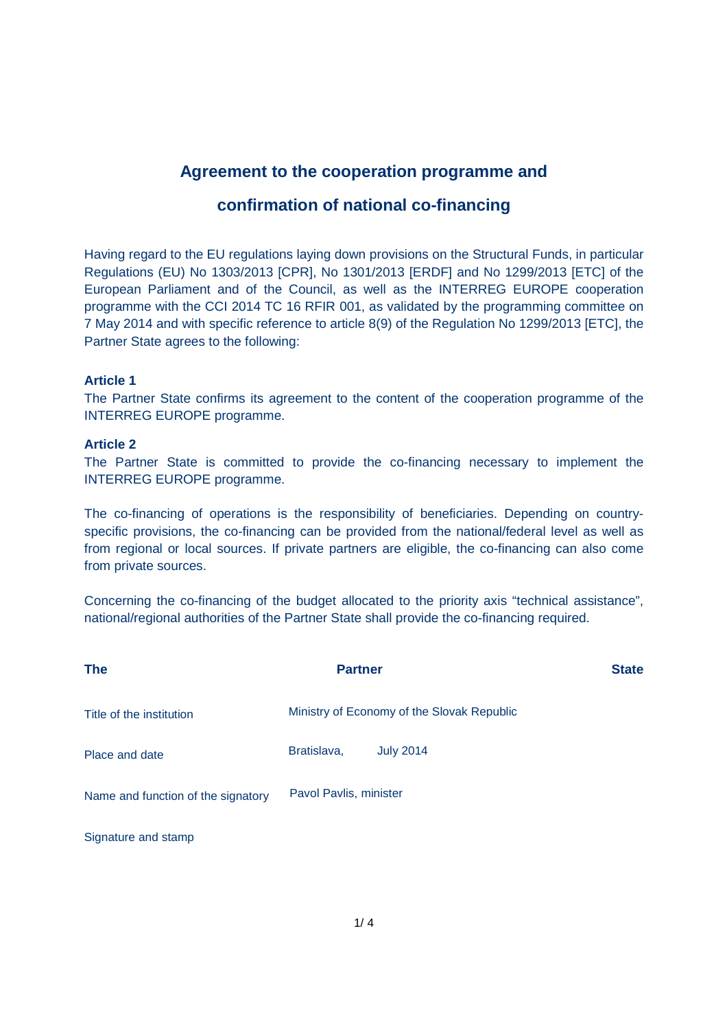# Agreement to the cooperation programme and confirmation of national co-financing

Having regard to the EU regulations laying down provisions on the Structural Funds, in particular Regulations (EU) No 1303/2013 [CPR], No 1301/2013 [ERDF] and No 1299/2013 [ETC] of the European Parliament and of the Council, as well as the INTERREG EUROPE cooperation programme with the CCI 2014 TC 16 RFIR 001, as validated by the programming committee on 7 May 2014 and with specific reference to article 8(9) of the Regulation No 1299/2013 [ETC], the Partner State agrees to the following:

**Article 1**

The Partner State confirms its agreement to the content of the cooperation programme of the INTERREG EUROPE programme.

**Article 2**

The Partner State is committed to provide the co-financing necessary to implement the INTERREG EUROPE programme.

The co-financing of operations is the responsibility of beneficiaries. Depending on country-specific provisions, the co-financing can be provided from the national/federal level as well as from regional or local sources. If private partners are eligible, the co-financing can also come from private sources.

Concerning the co-financing of the budget allocated to the priority axis "technical assistance", national/regional authorities of the Partner State shall provide the co-financing required.

**The Partner State**

| | |
|---|---|
| Title of the institution | Ministry of Economy of the Slovak Republic |
| Place and date | Bratislava, July 2014 |
| Name and function of the signatory | Pavol Pavlis, minister |
| Signature and stamp | |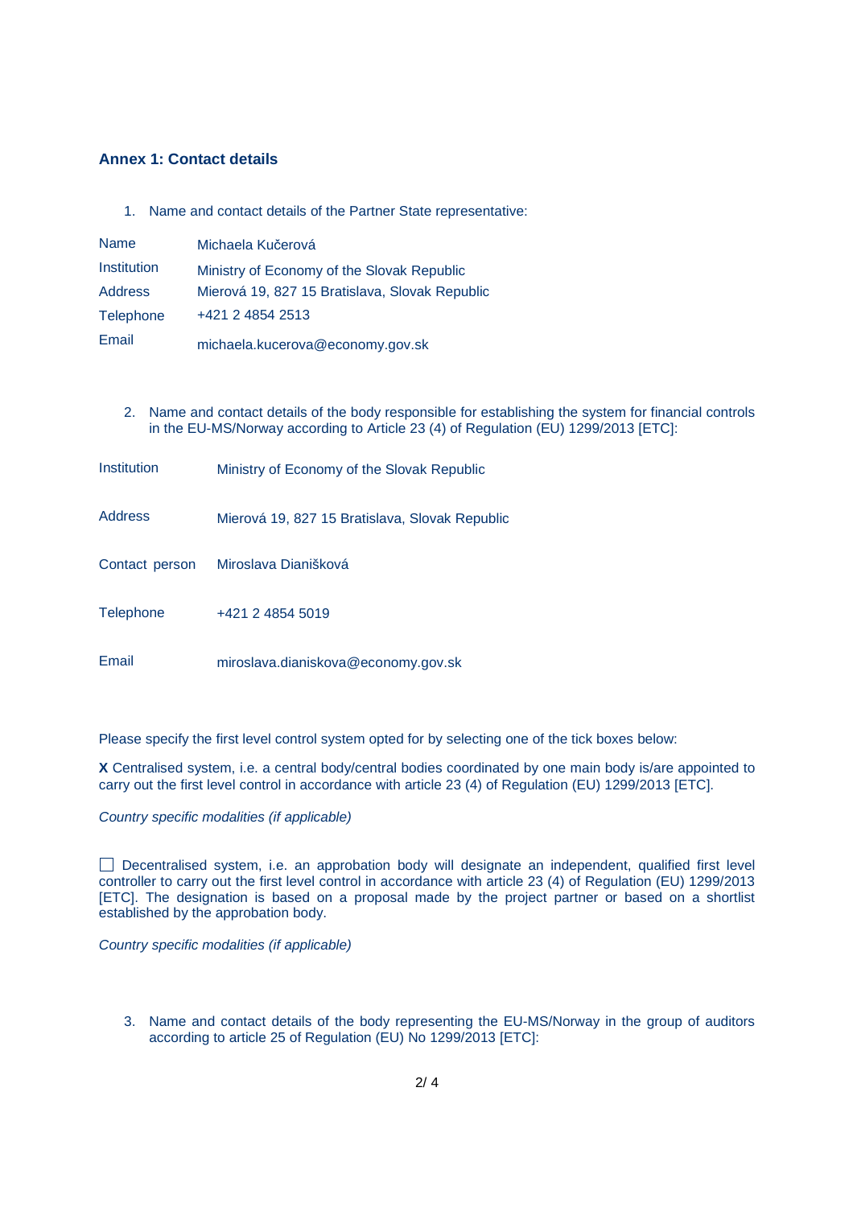## Annex 1: Contact details

1. Name and contact details of the Partner State representative:

| | |
|---|---|
| Name | Michaela Kučerová |
| Institution | Ministry of Economy of the Slovak Republic |
| Address | Mierová 19, 827 15 Bratislava, Slovak Republic |
| Telephone | +421 2 4854 2513 |
| Email | michaela.kucerova@economy.gov.sk |

2. Name and contact details of the body responsible for establishing the system for financial controls in the EU-MS/Norway according to Article 23 (4) of Regulation (EU) 1299/2013 [ETC]:

| | |
|---|---|
| Institution | Ministry of Economy of the Slovak Republic |
| Address | Mierová 19, 827 15 Bratislava, Slovak Republic |
| Contact person | Miroslava Dianišková |
| Telephone | +421 2 4854 5019 |
| Email | miroslava.dianiskova@economy.gov.sk |

Please specify the first level control system opted for by selecting one of the tick boxes below:

**X** Centralised system, i.e. a central body/central bodies coordinated by one main body is/are appointed to carry out the first level control in accordance with article 23 (4) of Regulation (EU) 1299/2013 [ETC].

*Country specific modalities (if applicable)*

☐ Decentralised system, i.e. an approbation body will designate an independent, qualified first level controller to carry out the first level control in accordance with article 23 (4) of Regulation (EU) 1299/2013 [ETC]. The designation is based on a proposal made by the project partner or based on a shortlist established by the approbation body.

*Country specific modalities (if applicable)*

3. Name and contact details of the body representing the EU-MS/Norway in the group of auditors according to article 25 of Regulation (EU) No 1299/2013 [ETC]: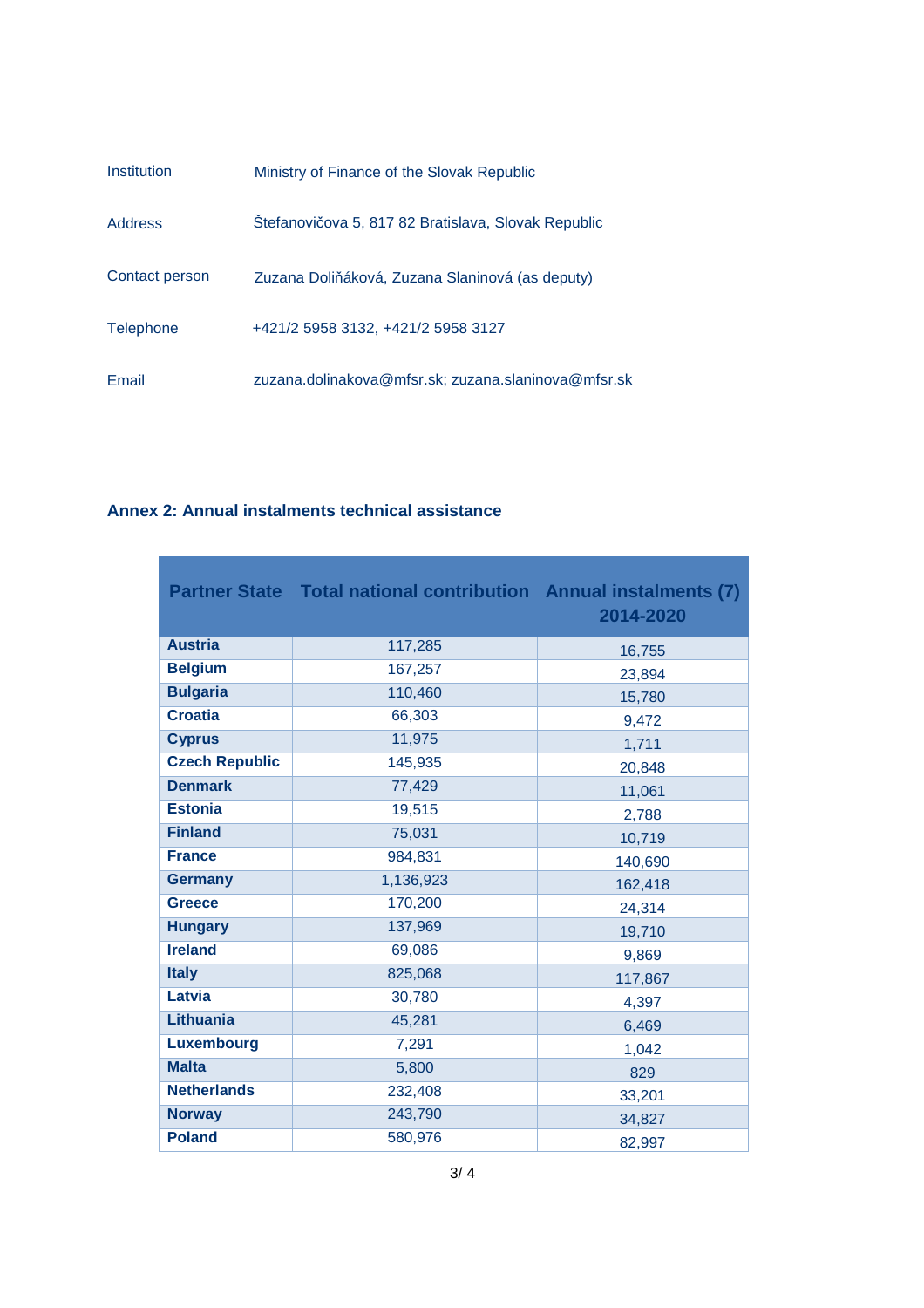| | |
|---|---|
| Institution | Ministry of Finance of the Slovak Republic |
| Address | Štefanovičova 5, 817 82 Bratislava, Slovak Republic |
| Contact person | Zuzana Doliňáková, Zuzana Slaninová (as deputy) |
| Telephone | +421/2 5958 3132, +421/2 5958 3127 |
| Email | zuzana.dolinakova@mfsr.sk; zuzana.slaninova@mfsr.sk |

### Annex 2: Annual instalments technical assistance

| Partner State | Total national contribution | Annual instalments (7) 2014-2020 |
|---|---|---|
| **Austria** | 117,285 | 16,755 |
| **Belgium** | 167,257 | 23,894 |
| **Bulgaria** | 110,460 | 15,780 |
| **Croatia** | 66,303 | 9,472 |
| **Cyprus** | 11,975 | 1,711 |
| **Czech Republic** | 145,935 | 20,848 |
| **Denmark** | 77,429 | 11,061 |
| **Estonia** | 19,515 | 2,788 |
| **Finland** | 75,031 | 10,719 |
| **France** | 984,831 | 140,690 |
| **Germany** | 1,136,923 | 162,418 |
| **Greece** | 170,200 | 24,314 |
| **Hungary** | 137,969 | 19,710 |
| **Ireland** | 69,086 | 9,869 |
| **Italy** | 825,068 | 117,867 |
| **Latvia** | 30,780 | 4,397 |
| **Lithuania** | 45,281 | 6,469 |
| **Luxembourg** | 7,291 | 1,042 |
| **Malta** | 5,800 | 829 |
| **Netherlands** | 232,408 | 33,201 |
| **Norway** | 243,790 | 34,827 |
| **Poland** | 580,976 | 82,997 |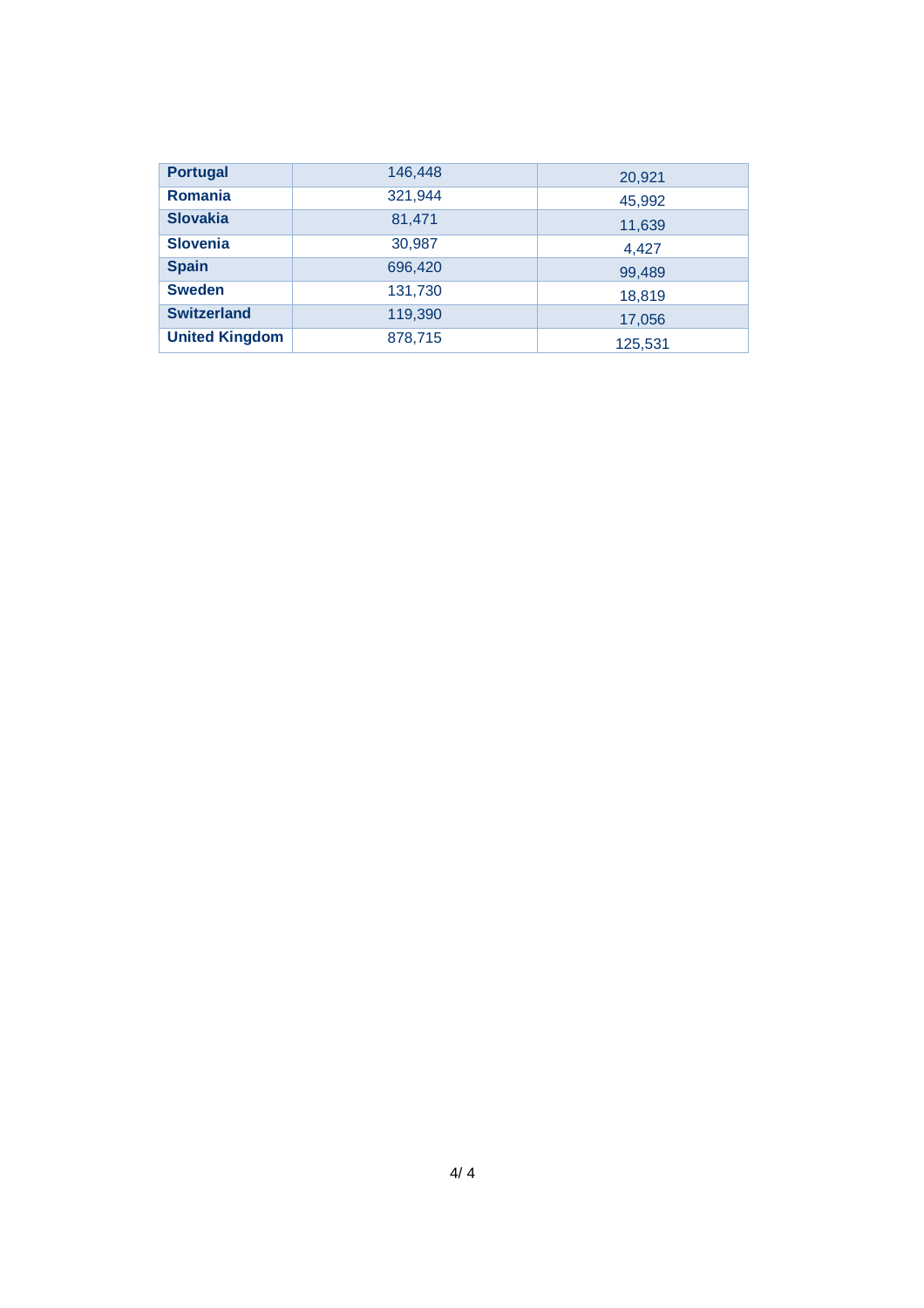| | | |
|---|---|---|
| **Portugal** | 146,448 | 20,921 |
| **Romania** | 321,944 | 45,992 |
| **Slovakia** | 81,471 | 11,639 |
| **Slovenia** | 30,987 | 4,427 |
| **Spain** | 696,420 | 99,489 |
| **Sweden** | 131,730 | 18,819 |
| **Switzerland** | 119,390 | 17,056 |
| **United Kingdom** | 878,715 | 125,531 |